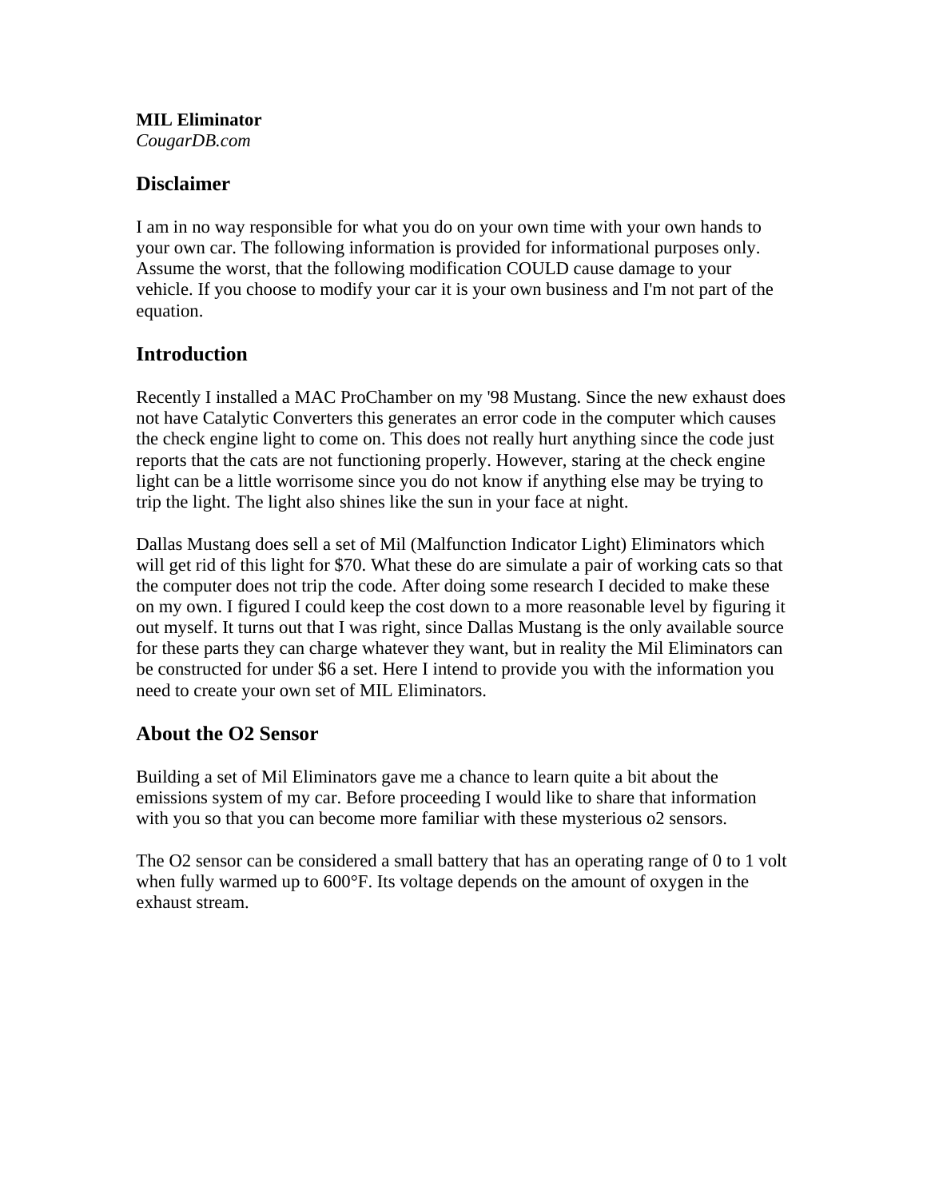**MIL Eliminator**
*CougarDB.com*

## Disclaimer

I am in no way responsible for what you do on your own time with your own hands to your own car. The following information is provided for informational purposes only. Assume the worst, that the following modification COULD cause damage to your vehicle. If you choose to modify your car it is your own business and I'm not part of the equation.

## Introduction

Recently I installed a MAC ProChamber on my '98 Mustang. Since the new exhaust does not have Catalytic Converters this generates an error code in the computer which causes the check engine light to come on. This does not really hurt anything since the code just reports that the cats are not functioning properly. However, staring at the check engine light can be a little worrisome since you do not know if anything else may be trying to trip the light. The light also shines like the sun in your face at night.

Dallas Mustang does sell a set of Mil (Malfunction Indicator Light) Eliminators which will get rid of this light for $70. What these do are simulate a pair of working cats so that the computer does not trip the code. After doing some research I decided to make these on my own. I figured I could keep the cost down to a more reasonable level by figuring it out myself. It turns out that I was right, since Dallas Mustang is the only available source for these parts they can charge whatever they want, but in reality the Mil Eliminators can be constructed for under $6 a set. Here I intend to provide you with the information you need to create your own set of MIL Eliminators.

## About the O2 Sensor

Building a set of Mil Eliminators gave me a chance to learn quite a bit about the emissions system of my car. Before proceeding I would like to share that information with you so that you can become more familiar with these mysterious o2 sensors.

The O2 sensor can be considered a small battery that has an operating range of 0 to 1 volt when fully warmed up to 600°F. Its voltage depends on the amount of oxygen in the exhaust stream.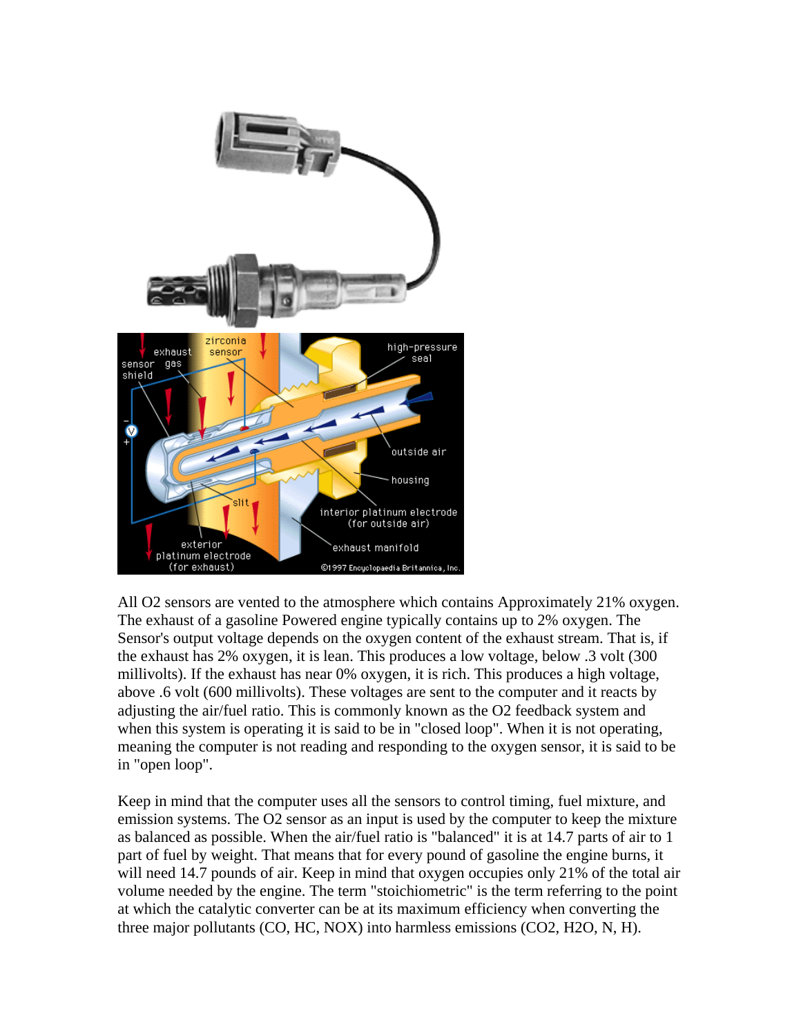All O2 sensors are vented to the atmosphere which contains Approximately 21% oxygen. The exhaust of a gasoline Powered engine typically contains up to 2% oxygen. The Sensor's output voltage depends on the oxygen content of the exhaust stream. That is, if the exhaust has 2% oxygen, it is lean. This produces a low voltage, below .3 volt (300 millivolts). If the exhaust has near 0% oxygen, it is rich. This produces a high voltage, above .6 volt (600 millivolts). These voltages are sent to the computer and it reacts by adjusting the air/fuel ratio. This is commonly known as the O2 feedback system and when this system is operating it is said to be in "closed loop". When it is not operating, meaning the computer is not reading and responding to the oxygen sensor, it is said to be in "open loop".

Keep in mind that the computer uses all the sensors to control timing, fuel mixture, and emission systems. The O2 sensor as an input is used by the computer to keep the mixture as balanced as possible. When the air/fuel ratio is "balanced" it is at 14.7 parts of air to 1 part of fuel by weight. That means that for every pound of gasoline the engine burns, it will need 14.7 pounds of air. Keep in mind that oxygen occupies only 21% of the total air volume needed by the engine. The term "stoichiometric" is the term referring to the point at which the catalytic converter can be at its maximum efficiency when converting the three major pollutants (CO, HC, NOX) into harmless emissions ($CO_2$, $H_2O$, N, H).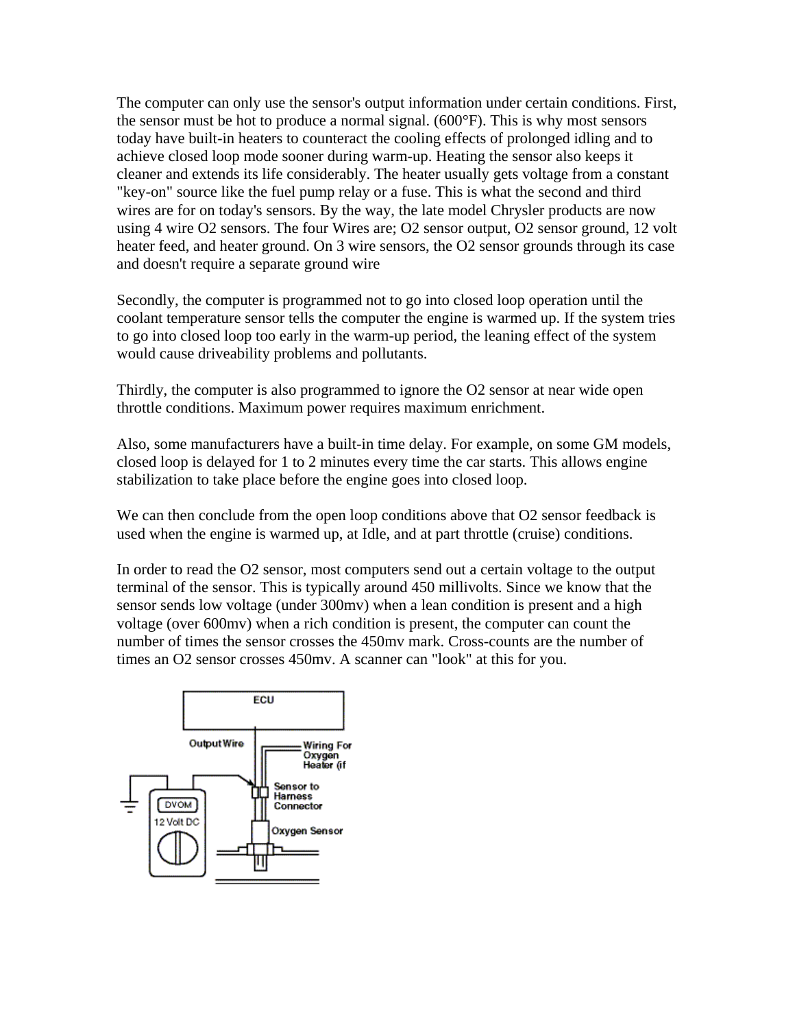The computer can only use the sensor's output information under certain conditions. First, the sensor must be hot to produce a normal signal. (600°F). This is why most sensors today have built-in heaters to counteract the cooling effects of prolonged idling and to achieve closed loop mode sooner during warm-up. Heating the sensor also keeps it cleaner and extends its life considerably. The heater usually gets voltage from a constant "key-on" source like the fuel pump relay or a fuse. This is what the second and third wires are for on today's sensors. By the way, the late model Chrysler products are now using 4 wire O2 sensors. The four Wires are; O2 sensor output, O2 sensor ground, 12 volt heater feed, and heater ground. On 3 wire sensors, the O2 sensor grounds through its case and doesn't require a separate ground wire

Secondly, the computer is programmed not to go into closed loop operation until the coolant temperature sensor tells the computer the engine is warmed up. If the system tries to go into closed loop too early in the warm-up period, the leaning effect of the system would cause driveability problems and pollutants.

Thirdly, the computer is also programmed to ignore the O2 sensor at near wide open throttle conditions. Maximum power requires maximum enrichment.

Also, some manufacturers have a built-in time delay. For example, on some GM models, closed loop is delayed for 1 to 2 minutes every time the car starts. This allows engine stabilization to take place before the engine goes into closed loop.

We can then conclude from the open loop conditions above that O2 sensor feedback is used when the engine is warmed up, at Idle, and at part throttle (cruise) conditions.

In order to read the O2 sensor, most computers send out a certain voltage to the output terminal of the sensor. This is typically around 450 millivolts. Since we know that the sensor sends low voltage (under 300mv) when a lean condition is present and a high voltage (over 600mv) when a rich condition is present, the computer can count the number of times the sensor crosses the 450mv mark. Cross-counts are the number of times an O2 sensor crosses 450mv. A scanner can "look" at this for you.

ECU

Output Wire

Wiring For Oxygen Heater (if

Sensor to Harness Connector

DVOM

12 Volt DC

Oxygen Sensor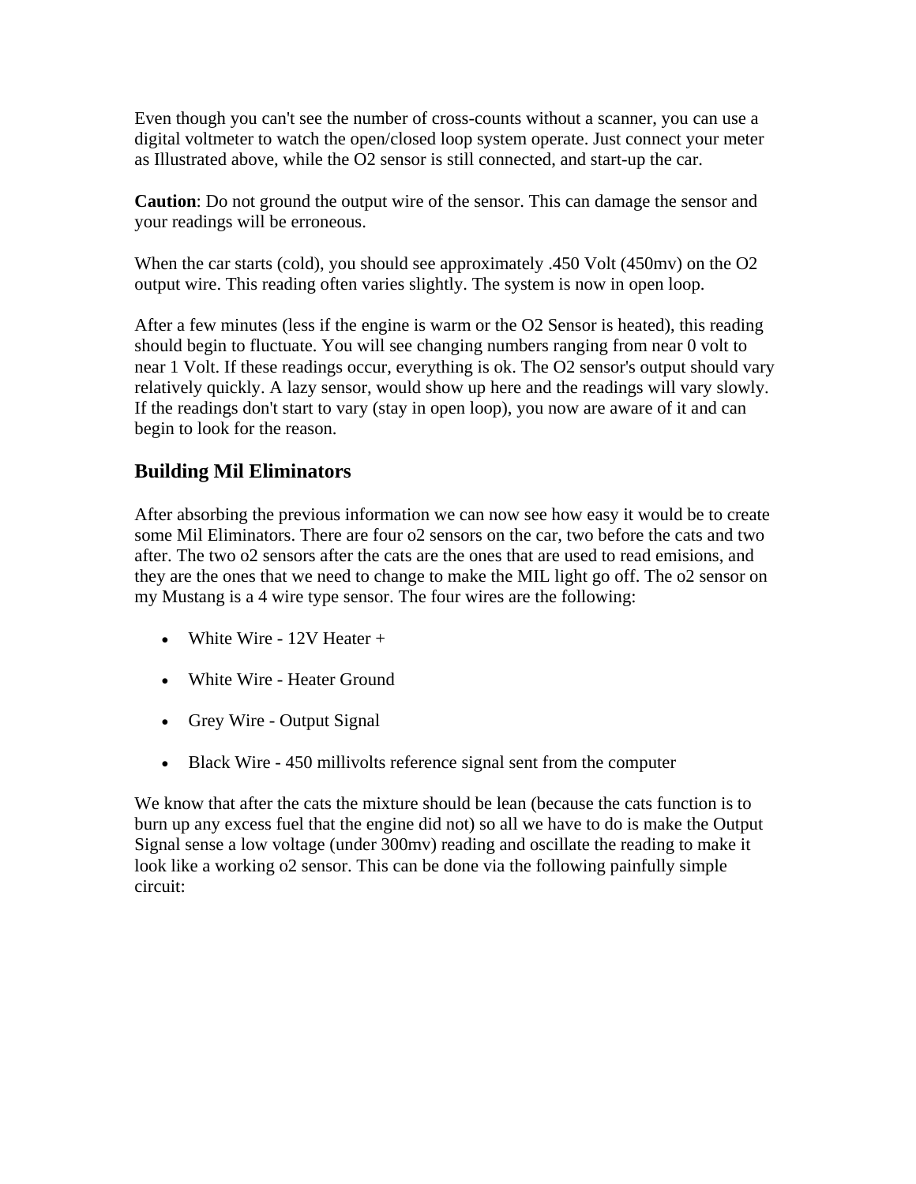Even though you can't see the number of cross-counts without a scanner, you can use a digital voltmeter to watch the open/closed loop system operate. Just connect your meter as Illustrated above, while the O2 sensor is still connected, and start-up the car.

**Caution**: Do not ground the output wire of the sensor. This can damage the sensor and your readings will be erroneous.

When the car starts (cold), you should see approximately .450 Volt (450mv) on the O2 output wire. This reading often varies slightly. The system is now in open loop.

After a few minutes (less if the engine is warm or the O2 Sensor is heated), this reading should begin to fluctuate. You will see changing numbers ranging from near 0 volt to near 1 Volt. If these readings occur, everything is ok. The O2 sensor's output should vary relatively quickly. A lazy sensor, would show up here and the readings will vary slowly. If the readings don't start to vary (stay in open loop), you now are aware of it and can begin to look for the reason.

## Building Mil Eliminators

After absorbing the previous information we can now see how easy it would be to create some Mil Eliminators. There are four o2 sensors on the car, two before the cats and two after. The two o2 sensors after the cats are the ones that are used to read emisions, and they are the ones that we need to change to make the MIL light go off. The o2 sensor on my Mustang is a 4 wire type sensor. The four wires are the following:

- White Wire - 12V Heater +
- White Wire - Heater Ground
- Grey Wire - Output Signal
- Black Wire - 450 millivolts reference signal sent from the computer

We know that after the cats the mixture should be lean (because the cats function is to burn up any excess fuel that the engine did not) so all we have to do is make the Output Signal sense a low voltage (under 300mv) reading and oscillate the reading to make it look like a working o2 sensor. This can be done via the following painfully simple circuit: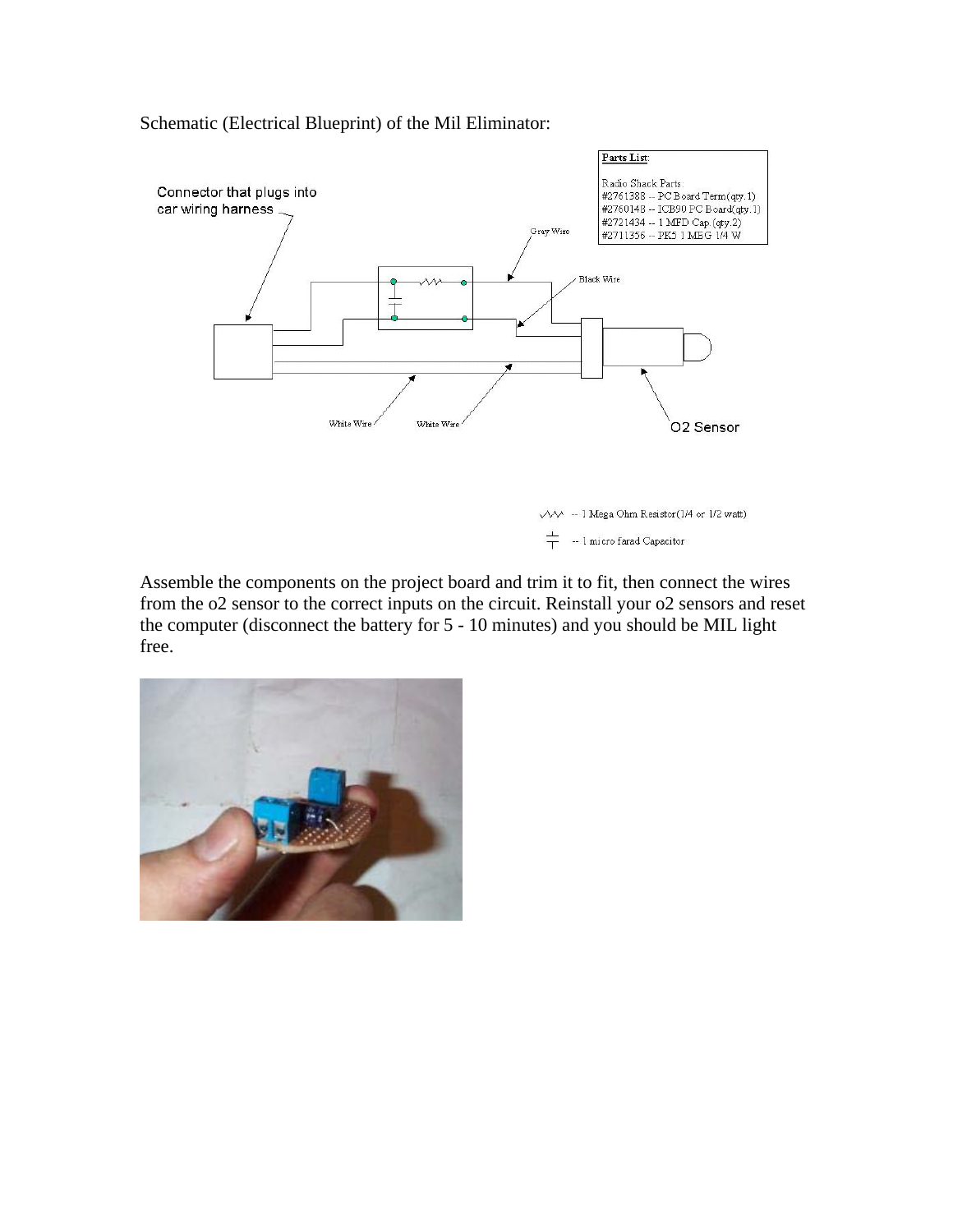Schematic (Electrical Blueprint) of the Mil Eliminator:

Connector that plugs into car wiring harness

Gray Wire

Black Wire

White Wire

White Wire

O2 Sensor

**Parts List:**

Radio Shack Parts:
#2761388 -- PC Board Term(qty.1)
#2760148 -- ICB90 PC Board(qty.1)
#2721434 -- 1 MFD Cap.(qty.2)
#2711356 -- PK5 1 MEG 1/4 W

-- 1 Mega Ohm Resistor(1/4 or 1/2 watt)

-- 1 micro farad Capacitor

Assemble the components on the project board and trim it to fit, then connect the wires from the o2 sensor to the correct inputs on the circuit. Reinstall your o2 sensors and reset the computer (disconnect the battery for 5 - 10 minutes) and you should be MIL light free.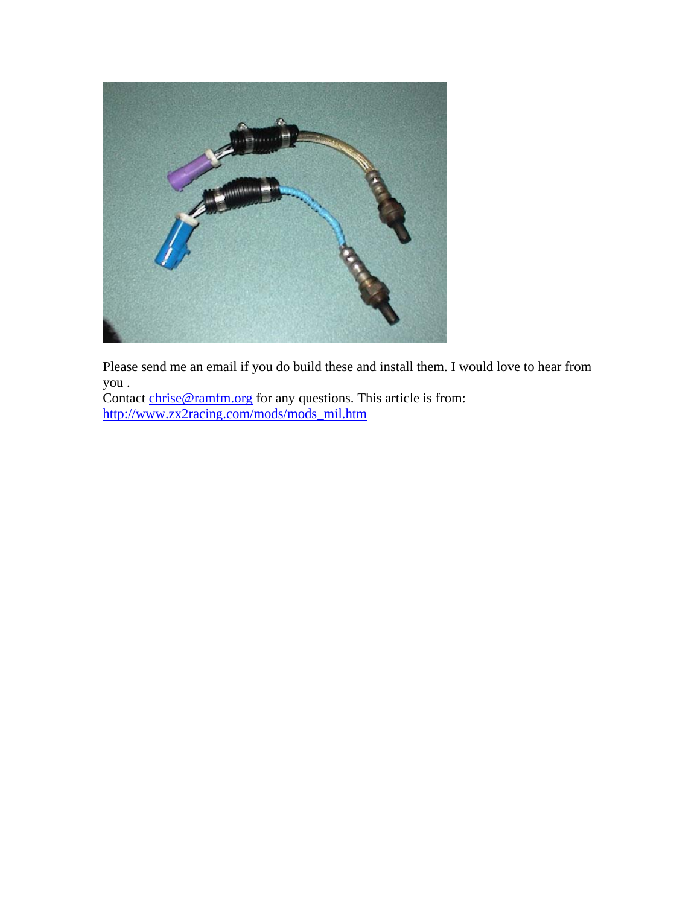Please send me an email if you do build these and install them. I would love to hear from you .

Contact [chrise@ramfm.org](mailto:chrise@ramfm.org) for any questions. This article is from: [http://www.zx2racing.com/mods/mods_mil.htm](http://www.zx2racing.com/mods/mods_mil.htm)